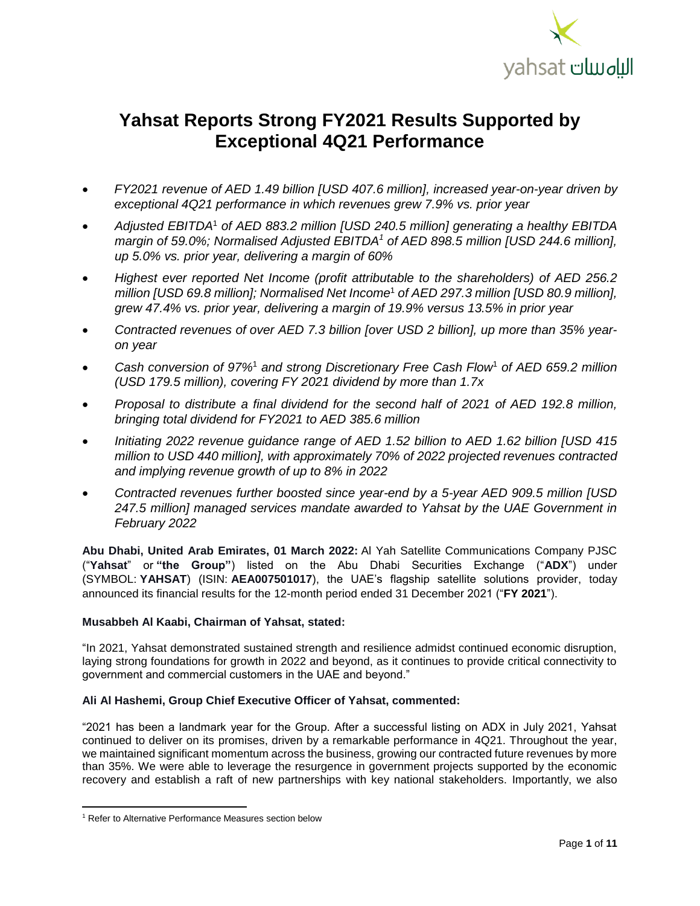# Yahsat Reports Strong FY2021 Results Supported by Exceptional 4Q21 Performance

- *FY2021 revenue of AED 1.49 billion [USD 407.6 million], increased year-on-year driven by exceptional 4Q21 performance in which revenues grew 7.9% vs. prior year*
- *Adjusted EBITDA*[1] *of AED 883.2 million [USD 240.5 million] generating a healthy EBITDA margin of 59.0%; Normalised Adjusted EBITDA*[1] *of AED 898.5 million [USD 244.6 million], up 5.0% vs. prior year, delivering a margin of 60%*
- *Highest ever reported Net Income (profit attributable to the shareholders) of AED 256.2 million [USD 69.8 million]; Normalised Net Income*[1] *of AED 297.3 million [USD 80.9 million], grew 47.4% vs. prior year, delivering a margin of 19.9% versus 13.5% in prior year*
- *Contracted revenues of over AED 7.3 billion [over USD 2 billion], up more than 35% year-on year*
- *Cash conversion of 97%*[1] *and strong Discretionary Free Cash Flow*[1] *of AED 659.2 million (USD 179.5 million), covering FY 2021 dividend by more than 1.7x*
- *Proposal to distribute a final dividend for the second half of 2021 of AED 192.8 million, bringing total dividend for FY2021 to AED 385.6 million*
- *Initiating 2022 revenue guidance range of AED 1.52 billion to AED 1.62 billion [USD 415 million to USD 440 million], with approximately 70% of 2022 projected revenues contracted and implying revenue growth of up to 8% in 2022*
- *Contracted revenues further boosted since year-end by a 5-year AED 909.5 million [USD 247.5 million] managed services mandate awarded to Yahsat by the UAE Government in February 2022*

**Abu Dhabi, United Arab Emirates, 01 March 2022:** Al Yah Satellite Communications Company PJSC ("**Yahsat**" or **"the Group"**) listed on the Abu Dhabi Securities Exchange ("**ADX**") under (SYMBOL: **YAHSAT**) (ISIN: **AEA007501017**), the UAE's flagship satellite solutions provider, today announced its financial results for the 12-month period ended 31 December 2021 ("**FY 2021**").

**Musabbeh Al Kaabi, Chairman of Yahsat, stated:**

"In 2021, Yahsat demonstrated sustained strength and resilience admidst continued economic disruption, laying strong foundations for growth in 2022 and beyond, as it continues to provide critical connectivity to government and commercial customers in the UAE and beyond."

**Ali Al Hashemi, Group Chief Executive Officer of Yahsat, commented:**

"2021 has been a landmark year for the Group. After a successful listing on ADX in July 2021, Yahsat continued to deliver on its promises, driven by a remarkable performance in 4Q21. Throughout the year, we maintained significant momentum across the business, growing our contracted future revenues by more than 35%. We were able to leverage the resurgence in government projects supported by the economic recovery and establish a raft of new partnerships with key national stakeholders. Importantly, we also

[1] Refer to Alternative Performance Measures section below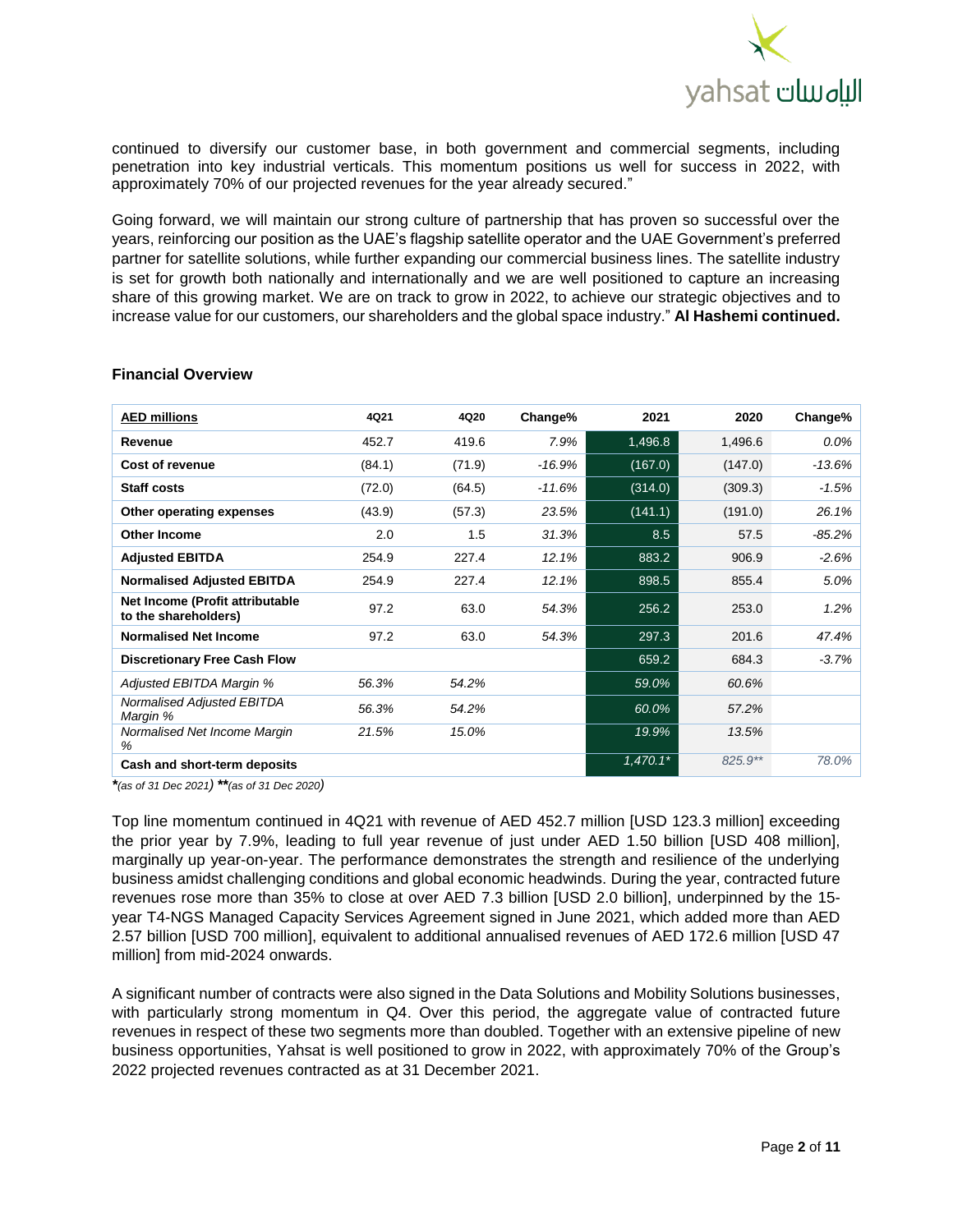continued to diversify our customer base, in both government and commercial segments, including penetration into key industrial verticals. This momentum positions us well for success in 2022, with approximately 70% of our projected revenues for the year already secured."

Going forward, we will maintain our strong culture of partnership that has proven so successful over the years, reinforcing our position as the UAE's flagship satellite operator and the UAE Government's preferred partner for satellite solutions, while further expanding our commercial business lines. The satellite industry is set for growth both nationally and internationally and we are well positioned to capture an increasing share of this growing market. We are on track to grow in 2022, to achieve our strategic objectives and to increase value for our customers, our shareholders and the global space industry." **Al Hashemi continued.**

## Financial Overview

| AED millions | 4Q21 | 4Q20 | Change% | 2021 | 2020 | Change% |
|---|---|---|---|---|---|---|
| **Revenue** | 452.7 | 419.6 | *7.9%* | 1,496.8 | 1,496.6 | *0.0%* |
| **Cost of revenue** | (84.1) | (71.9) | *-16.9%* | (167.0) | (147.0) | *-13.6%* |
| **Staff costs** | (72.0) | (64.5) | *-11.6%* | (314.0) | (309.3) | *-1.5%* |
| **Other operating expenses** | (43.9) | (57.3) | *23.5%* | (141.1) | (191.0) | *26.1%* |
| **Other Income** | 2.0 | 1.5 | *31.3%* | 8.5 | 57.5 | *-85.2%* |
| **Adjusted EBITDA** | 254.9 | 227.4 | *12.1%* | 883.2 | 906.9 | *-2.6%* |
| **Normalised Adjusted EBITDA** | 254.9 | 227.4 | *12.1%* | 898.5 | 855.4 | *5.0%* |
| **Net Income (Profit attributable to the shareholders)** | 97.2 | 63.0 | *54.3%* | 256.2 | 253.0 | *1.2%* |
| **Normalised Net Income** | 97.2 | 63.0 | *54.3%* | 297.3 | 201.6 | *47.4%* |
| **Discretionary Free Cash Flow** | | | | 659.2 | 684.3 | *-3.7%* |
| *Adjusted EBITDA Margin %* | *56.3%* | *54.2%* | | *59.0%* | *60.6%* | |
| *Normalised Adjusted EBITDA Margin %* | *56.3%* | *54.2%* | | *60.0%* | *57.2%* | |
| *Normalised Net Income Margin %* | *21.5%* | *15.0%* | | *19.9%* | *13.5%* | |
| **Cash and short-term deposits** | | | | *1,470.1\** | *825.9\*\** | *78.0%* |

*\*(as of 31 Dec 2021) \*\*(as of 31 Dec 2020)*

Top line momentum continued in 4Q21 with revenue of AED 452.7 million [USD 123.3 million] exceeding the prior year by 7.9%, leading to full year revenue of just under AED 1.50 billion [USD 408 million], marginally up year-on-year. The performance demonstrates the strength and resilience of the underlying business amidst challenging conditions and global economic headwinds. During the year, contracted future revenues rose more than 35% to close at over AED 7.3 billion [USD 2.0 billion], underpinned by the 15-year T4-NGS Managed Capacity Services Agreement signed in June 2021, which added more than AED 2.57 billion [USD 700 million], equivalent to additional annualised revenues of AED 172.6 million [USD 47 million] from mid-2024 onwards.

A significant number of contracts were also signed in the Data Solutions and Mobility Solutions businesses, with particularly strong momentum in Q4. Over this period, the aggregate value of contracted future revenues in respect of these two segments more than doubled. Together with an extensive pipeline of new business opportunities, Yahsat is well positioned to grow in 2022, with approximately 70% of the Group's 2022 projected revenues contracted as at 31 December 2021.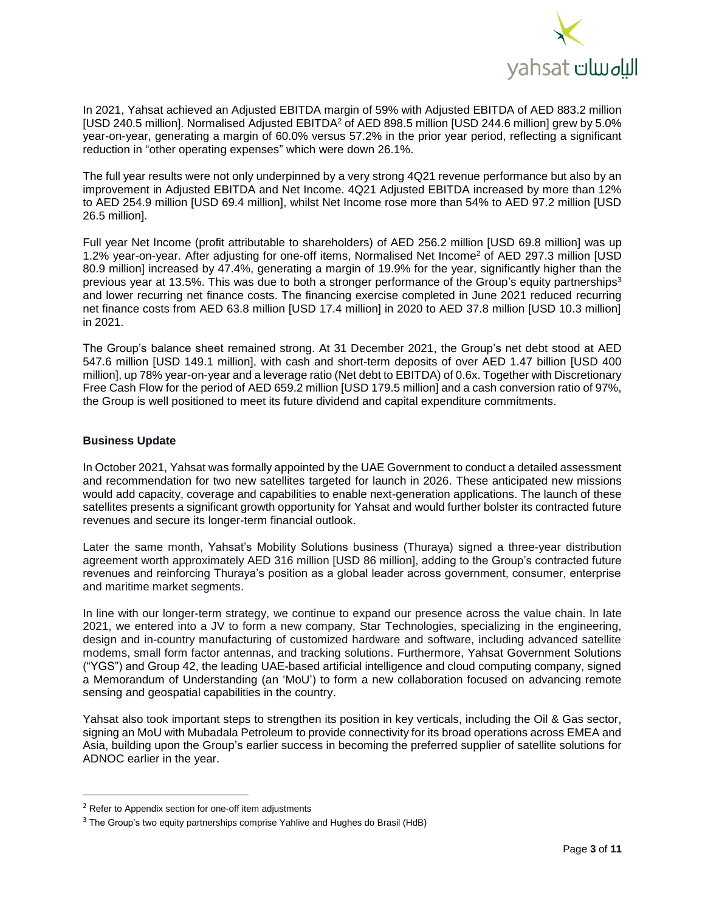In 2021, Yahsat achieved an Adjusted EBITDA margin of 59% with Adjusted EBITDA of AED 883.2 million [USD 240.5 million]. Normalised Adjusted EBITDA[2] of AED 898.5 million [USD 244.6 million] grew by 5.0% year-on-year, generating a margin of 60.0% versus 57.2% in the prior year period, reflecting a significant reduction in "other operating expenses" which were down 26.1%.

The full year results were not only underpinned by a very strong 4Q21 revenue performance but also by an improvement in Adjusted EBITDA and Net Income. 4Q21 Adjusted EBITDA increased by more than 12% to AED 254.9 million [USD 69.4 million], whilst Net Income rose more than 54% to AED 97.2 million [USD 26.5 million].

Full year Net Income (profit attributable to shareholders) of AED 256.2 million [USD 69.8 million] was up 1.2% year-on-year. After adjusting for one-off items, Normalised Net Income[2] of AED 297.3 million [USD 80.9 million] increased by 47.4%, generating a margin of 19.9% for the year, significantly higher than the previous year at 13.5%. This was due to both a stronger performance of the Group's equity partnerships[3] and lower recurring net finance costs. The financing exercise completed in June 2021 reduced recurring net finance costs from AED 63.8 million [USD 17.4 million] in 2020 to AED 37.8 million [USD 10.3 million] in 2021.

The Group's balance sheet remained strong. At 31 December 2021, the Group's net debt stood at AED 547.6 million [USD 149.1 million], with cash and short-term deposits of over AED 1.47 billion [USD 400 million], up 78% year-on-year and a leverage ratio (Net debt to EBITDA) of 0.6x. Together with Discretionary Free Cash Flow for the period of AED 659.2 million [USD 179.5 million] and a cash conversion ratio of 97%, the Group is well positioned to meet its future dividend and capital expenditure commitments.

**Business Update**

In October 2021, Yahsat was formally appointed by the UAE Government to conduct a detailed assessment and recommendation for two new satellites targeted for launch in 2026. These anticipated new missions would add capacity, coverage and capabilities to enable next-generation applications. The launch of these satellites presents a significant growth opportunity for Yahsat and would further bolster its contracted future revenues and secure its longer-term financial outlook.

Later the same month, Yahsat's Mobility Solutions business (Thuraya) signed a three-year distribution agreement worth approximately AED 316 million [USD 86 million], adding to the Group's contracted future revenues and reinforcing Thuraya's position as a global leader across government, consumer, enterprise and maritime market segments.

In line with our longer-term strategy, we continue to expand our presence across the value chain. In late 2021, we entered into a JV to form a new company, Star Technologies, specializing in the engineering, design and in-country manufacturing of customized hardware and software, including advanced satellite modems, small form factor antennas, and tracking solutions. Furthermore, Yahsat Government Solutions ("YGS") and Group 42, the leading UAE-based artificial intelligence and cloud computing company, signed a Memorandum of Understanding (an 'MoU') to form a new collaboration focused on advancing remote sensing and geospatial capabilities in the country.

Yahsat also took important steps to strengthen its position in key verticals, including the Oil & Gas sector, signing an MoU with Mubadala Petroleum to provide connectivity for its broad operations across EMEA and Asia, building upon the Group's earlier success in becoming the preferred supplier of satellite solutions for ADNOC earlier in the year.

[2] Refer to Appendix section for one-off item adjustments

[3] The Group's two equity partnerships comprise Yahlive and Hughes do Brasil (HdB)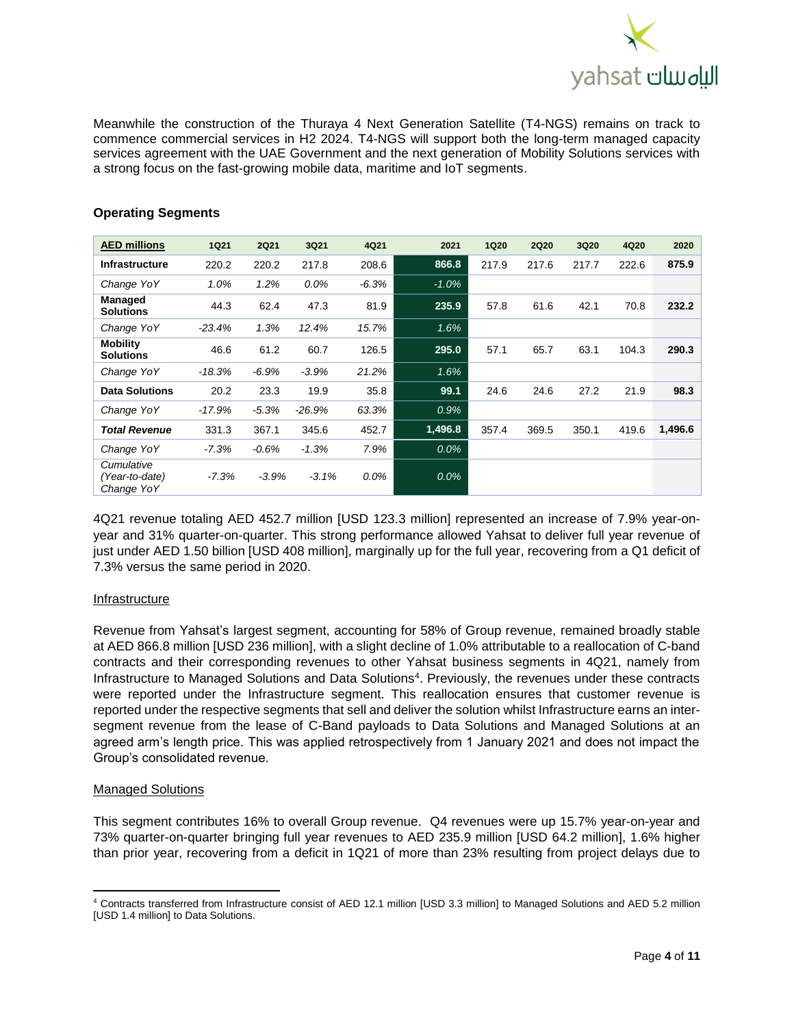Meanwhile the construction of the Thuraya 4 Next Generation Satellite (T4-NGS) remains on track to commence commercial services in H2 2024. T4-NGS will support both the long-term managed capacity services agreement with the UAE Government and the next generation of Mobility Solutions services with a strong focus on the fast-growing mobile data, maritime and IoT segments.

## Operating Segments

| AED millions | 1Q21 | 2Q21 | 3Q21 | 4Q21 | 2021 | 1Q20 | 2Q20 | 3Q20 | 4Q20 | 2020 |
|---|---|---|---|---|---|---|---|---|---|---|
| **Infrastructure** | 220.2 | 220.2 | 217.8 | 208.6 | **866.8** | 217.9 | 217.6 | 217.7 | 222.6 | **875.9** |
| *Change YoY* | *1.0%* | *1.2%* | *0.0%* | *-6.3%* | *-1.0%* | | | | | |
| **Managed Solutions** | 44.3 | 62.4 | 47.3 | 81.9 | **235.9** | 57.8 | 61.6 | 42.1 | 70.8 | **232.2** |
| *Change YoY* | *-23.4%* | *1.3%* | *12.4%* | *15.7%* | *1.6%* | | | | | |
| **Mobility Solutions** | 46.6 | 61.2 | 60.7 | 126.5 | **295.0** | 57.1 | 65.7 | 63.1 | 104.3 | **290.3** |
| *Change YoY* | *-18.3%* | *-6.9%* | *-3.9%* | *21.2%* | *1.6%* | | | | | |
| **Data Solutions** | 20.2 | 23.3 | 19.9 | 35.8 | **99.1** | 24.6 | 24.6 | 27.2 | 21.9 | **98.3** |
| *Change YoY* | *-17.9%* | *-5.3%* | *-26.9%* | *63.3%* | *0.9%* | | | | | |
| ***Total Revenue*** | 331.3 | 367.1 | 345.6 | 452.7 | **1,496.8** | 357.4 | 369.5 | 350.1 | 419.6 | **1,496.6** |
| *Change YoY* | *-7.3%* | *-0.6%* | *-1.3%* | *7.9%* | *0.0%* | | | | | |
| *Cumulative (Year-to-date) Change YoY* | *-7.3%* | *-3.9%* | *-3.1%* | *0.0%* | *0.0%* | | | | | |

4Q21 revenue totaling AED 452.7 million [USD 123.3 million] represented an increase of 7.9% year-on-year and 31% quarter-on-quarter. This strong performance allowed Yahsat to deliver full year revenue of just under AED 1.50 billion [USD 408 million], marginally up for the full year, recovering from a Q1 deficit of 7.3% versus the same period in 2020.

### Infrastructure

Revenue from Yahsat's largest segment, accounting for 58% of Group revenue, remained broadly stable at AED 866.8 million [USD 236 million], with a slight decline of 1.0% attributable to a reallocation of C-band contracts and their corresponding revenues to other Yahsat business segments in 4Q21, namely from Infrastructure to Managed Solutions and Data Solutions[4]. Previously, the revenues under these contracts were reported under the Infrastructure segment. This reallocation ensures that customer revenue is reported under the respective segments that sell and deliver the solution whilst Infrastructure earns an inter-segment revenue from the lease of C-Band payloads to Data Solutions and Managed Solutions at an agreed arm's length price. This was applied retrospectively from 1 January 2021 and does not impact the Group's consolidated revenue.

### Managed Solutions

This segment contributes 16% to overall Group revenue. Q4 revenues were up 15.7% year-on-year and 73% quarter-on-quarter bringing full year revenues to AED 235.9 million [USD 64.2 million], 1.6% higher than prior year, recovering from a deficit in 1Q21 of more than 23% resulting from project delays due to

[4] Contracts transferred from Infrastructure consist of AED 12.1 million [USD 3.3 million] to Managed Solutions and AED 5.2 million [USD 1.4 million] to Data Solutions.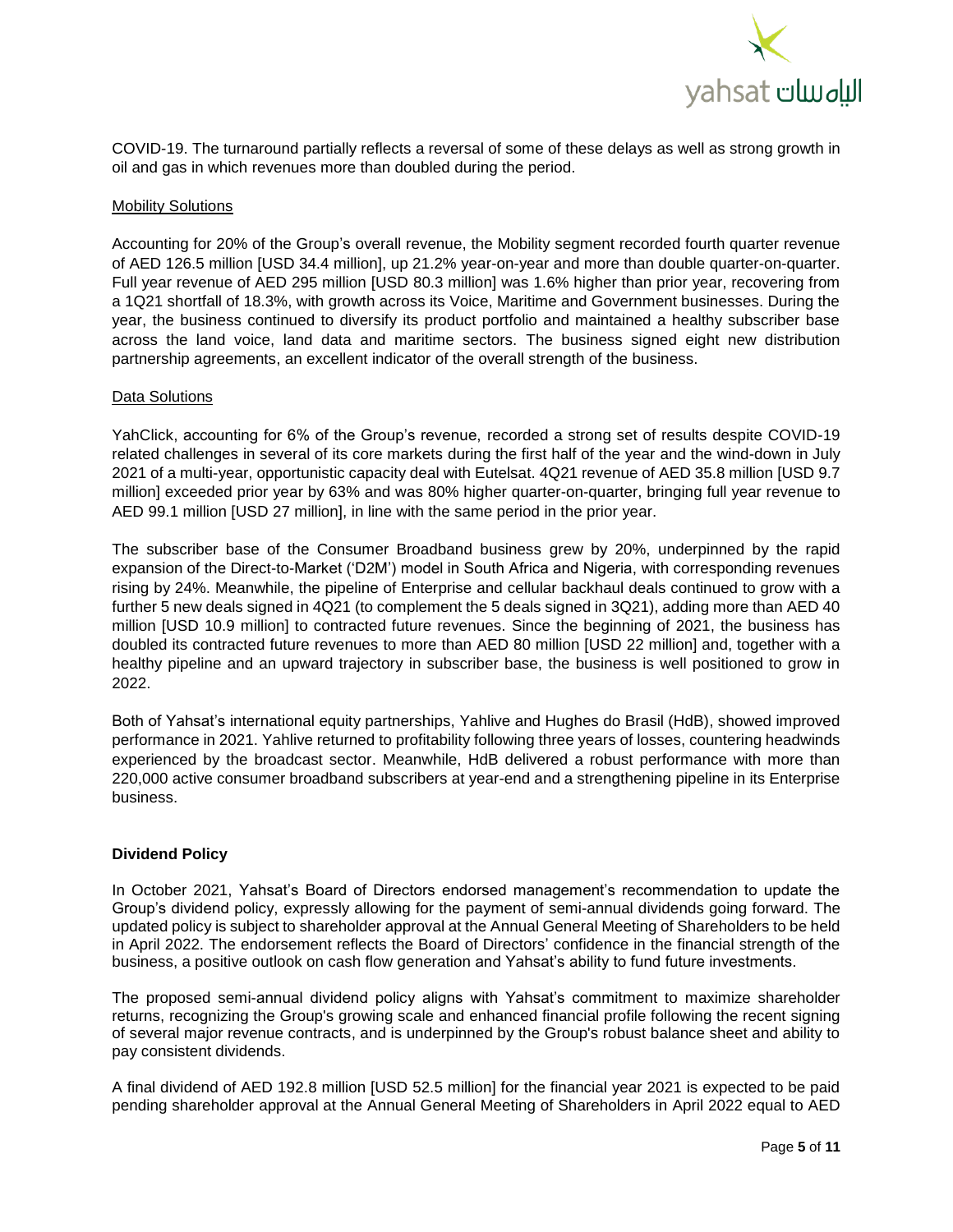COVID-19. The turnaround partially reflects a reversal of some of these delays as well as strong growth in oil and gas in which revenues more than doubled during the period.

Mobility Solutions

Accounting for 20% of the Group's overall revenue, the Mobility segment recorded fourth quarter revenue of AED 126.5 million [USD 34.4 million], up 21.2% year-on-year and more than double quarter-on-quarter. Full year revenue of AED 295 million [USD 80.3 million] was 1.6% higher than prior year, recovering from a 1Q21 shortfall of 18.3%, with growth across its Voice, Maritime and Government businesses. During the year, the business continued to diversify its product portfolio and maintained a healthy subscriber base across the land voice, land data and maritime sectors. The business signed eight new distribution partnership agreements, an excellent indicator of the overall strength of the business.

Data Solutions

YahClick, accounting for 6% of the Group's revenue, recorded a strong set of results despite COVID-19 related challenges in several of its core markets during the first half of the year and the wind-down in July 2021 of a multi-year, opportunistic capacity deal with Eutelsat. 4Q21 revenue of AED 35.8 million [USD 9.7 million] exceeded prior year by 63% and was 80% higher quarter-on-quarter, bringing full year revenue to AED 99.1 million [USD 27 million], in line with the same period in the prior year.

The subscriber base of the Consumer Broadband business grew by 20%, underpinned by the rapid expansion of the Direct-to-Market ('D2M') model in South Africa and Nigeria, with corresponding revenues rising by 24%. Meanwhile, the pipeline of Enterprise and cellular backhaul deals continued to grow with a further 5 new deals signed in 4Q21 (to complement the 5 deals signed in 3Q21), adding more than AED 40 million [USD 10.9 million] to contracted future revenues. Since the beginning of 2021, the business has doubled its contracted future revenues to more than AED 80 million [USD 22 million] and, together with a healthy pipeline and an upward trajectory in subscriber base, the business is well positioned to grow in 2022.

Both of Yahsat's international equity partnerships, Yahlive and Hughes do Brasil (HdB), showed improved performance in 2021. Yahlive returned to profitability following three years of losses, countering headwinds experienced by the broadcast sector. Meanwhile, HdB delivered a robust performance with more than 220,000 active consumer broadband subscribers at year-end and a strengthening pipeline in its Enterprise business.

**Dividend Policy**

In October 2021, Yahsat's Board of Directors endorsed management's recommendation to update the Group's dividend policy, expressly allowing for the payment of semi-annual dividends going forward. The updated policy is subject to shareholder approval at the Annual General Meeting of Shareholders to be held in April 2022. The endorsement reflects the Board of Directors' confidence in the financial strength of the business, a positive outlook on cash flow generation and Yahsat's ability to fund future investments.

The proposed semi-annual dividend policy aligns with Yahsat's commitment to maximize shareholder returns, recognizing the Group's growing scale and enhanced financial profile following the recent signing of several major revenue contracts, and is underpinned by the Group's robust balance sheet and ability to pay consistent dividends.

A final dividend of AED 192.8 million [USD 52.5 million] for the financial year 2021 is expected to be paid pending shareholder approval at the Annual General Meeting of Shareholders in April 2022 equal to AED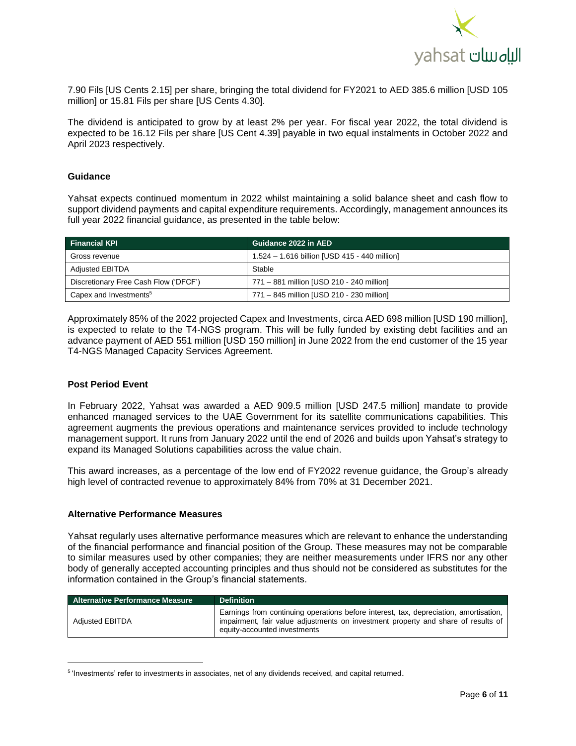7.90 Fils [US Cents 2.15] per share, bringing the total dividend for FY2021 to AED 385.6 million [USD 105 million] or 15.81 Fils per share [US Cents 4.30].

The dividend is anticipated to grow by at least 2% per year. For fiscal year 2022, the total dividend is expected to be 16.12 Fils per share [US Cent 4.39] payable in two equal instalments in October 2022 and April 2023 respectively.

### Guidance

Yahsat expects continued momentum in 2022 whilst maintaining a solid balance sheet and cash flow to support dividend payments and capital expenditure requirements. Accordingly, management announces its full year 2022 financial guidance, as presented in the table below:

| Financial KPI | Guidance 2022 in AED |
| --- | --- |
| Gross revenue | 1.524 – 1.616 billion [USD 415 - 440 million] |
| Adjusted EBITDA | Stable |
| Discretionary Free Cash Flow ('DFCF') | 771 – 881 million [USD 210 - 240 million] |
| Capex and Investments[5] | 771 – 845 million [USD 210 - 230 million] |

Approximately 85% of the 2022 projected Capex and Investments, circa AED 698 million [USD 190 million], is expected to relate to the T4-NGS program. This will be fully funded by existing debt facilities and an advance payment of AED 551 million [USD 150 million] in June 2022 from the end customer of the 15 year T4-NGS Managed Capacity Services Agreement.

### Post Period Event

In February 2022, Yahsat was awarded a AED 909.5 million [USD 247.5 million] mandate to provide enhanced managed services to the UAE Government for its satellite communications capabilities. This agreement augments the previous operations and maintenance services provided to include technology management support. It runs from January 2022 until the end of 2026 and builds upon Yahsat's strategy to expand its Managed Solutions capabilities across the value chain.

This award increases, as a percentage of the low end of FY2022 revenue guidance, the Group's already high level of contracted revenue to approximately 84% from 70% at 31 December 2021.

### Alternative Performance Measures

Yahsat regularly uses alternative performance measures which are relevant to enhance the understanding of the financial performance and financial position of the Group. These measures may not be comparable to similar measures used by other companies; they are neither measurements under IFRS nor any other body of generally accepted accounting principles and thus should not be considered as substitutes for the information contained in the Group's financial statements.

| Alternative Performance Measure | Definition |
| --- | --- |
| Adjusted EBITDA | Earnings from continuing operations before interest, tax, depreciation, amortisation, impairment, fair value adjustments on investment property and share of results of equity-accounted investments |

[5] 'Investments' refer to investments in associates, net of any dividends received, and capital returned.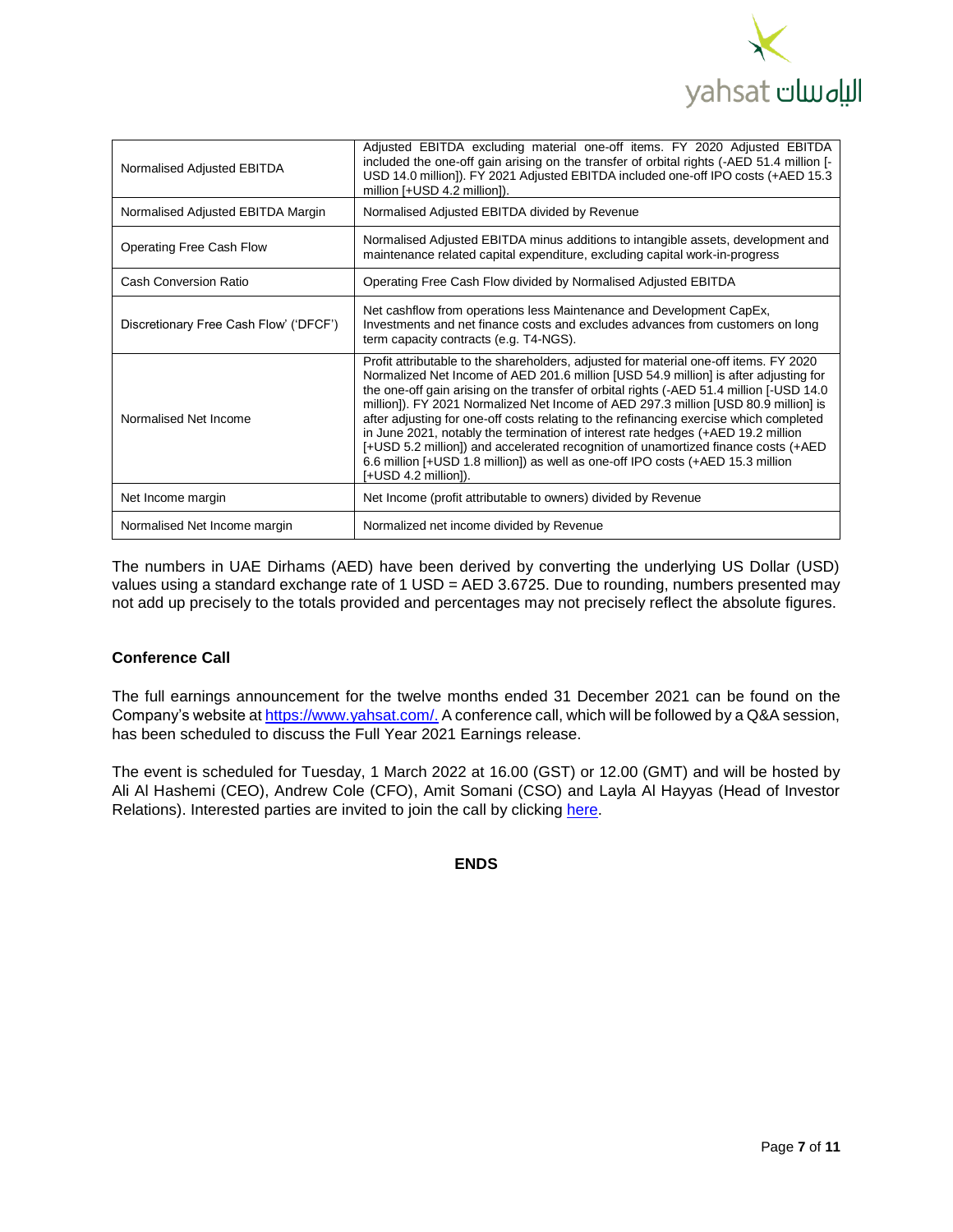| | |
|---|---|
| Normalised Adjusted EBITDA | Adjusted EBITDA excluding material one-off items. FY 2020 Adjusted EBITDA included the one-off gain arising on the transfer of orbital rights (-AED 51.4 million [-USD 14.0 million]). FY 2021 Adjusted EBITDA included one-off IPO costs (+AED 15.3 million [+USD 4.2 million]). |
| Normalised Adjusted EBITDA Margin | Normalised Adjusted EBITDA divided by Revenue |
| Operating Free Cash Flow | Normalised Adjusted EBITDA minus additions to intangible assets, development and maintenance related capital expenditure, excluding capital work-in-progress |
| Cash Conversion Ratio | Operating Free Cash Flow divided by Normalised Adjusted EBITDA |
| Discretionary Free Cash Flow' ('DFCF') | Net cashflow from operations less Maintenance and Development CapEx, Investments and net finance costs and excludes advances from customers on long term capacity contracts (e.g. T4-NGS). |
| Normalised Net Income | Profit attributable to the shareholders, adjusted for material one-off items. FY 2020 Normalized Net Income of AED 201.6 million [USD 54.9 million] is after adjusting for the one-off gain arising on the transfer of orbital rights (-AED 51.4 million [-USD 14.0 million]). FY 2021 Normalized Net Income of AED 297.3 million [USD 80.9 million] is after adjusting for one-off costs relating to the refinancing exercise which completed in June 2021, notably the termination of interest rate hedges (+AED 19.2 million [+USD 5.2 million]) and accelerated recognition of unamortized finance costs (+AED 6.6 million [+USD 1.8 million]) as well as one-off IPO costs (+AED 15.3 million [+USD 4.2 million]). |
| Net Income margin | Net Income (profit attributable to owners) divided by Revenue |
| Normalised Net Income margin | Normalized net income divided by Revenue |

The numbers in UAE Dirhams (AED) have been derived by converting the underlying US Dollar (USD) values using a standard exchange rate of 1 USD = AED 3.6725. Due to rounding, numbers presented may not add up precisely to the totals provided and percentages may not precisely reflect the absolute figures.

## Conference Call

The full earnings announcement for the twelve months ended 31 December 2021 can be found on the Company's website at https://www.yahsat.com/. A conference call, which will be followed by a Q&A session, has been scheduled to discuss the Full Year 2021 Earnings release.

The event is scheduled for Tuesday, 1 March 2022 at 16.00 (GST) or 12.00 (GMT) and will be hosted by Ali Al Hashemi (CEO), Andrew Cole (CFO), Amit Somani (CSO) and Layla Al Hayyas (Head of Investor Relations). Interested parties are invited to join the call by clicking here.

**ENDS**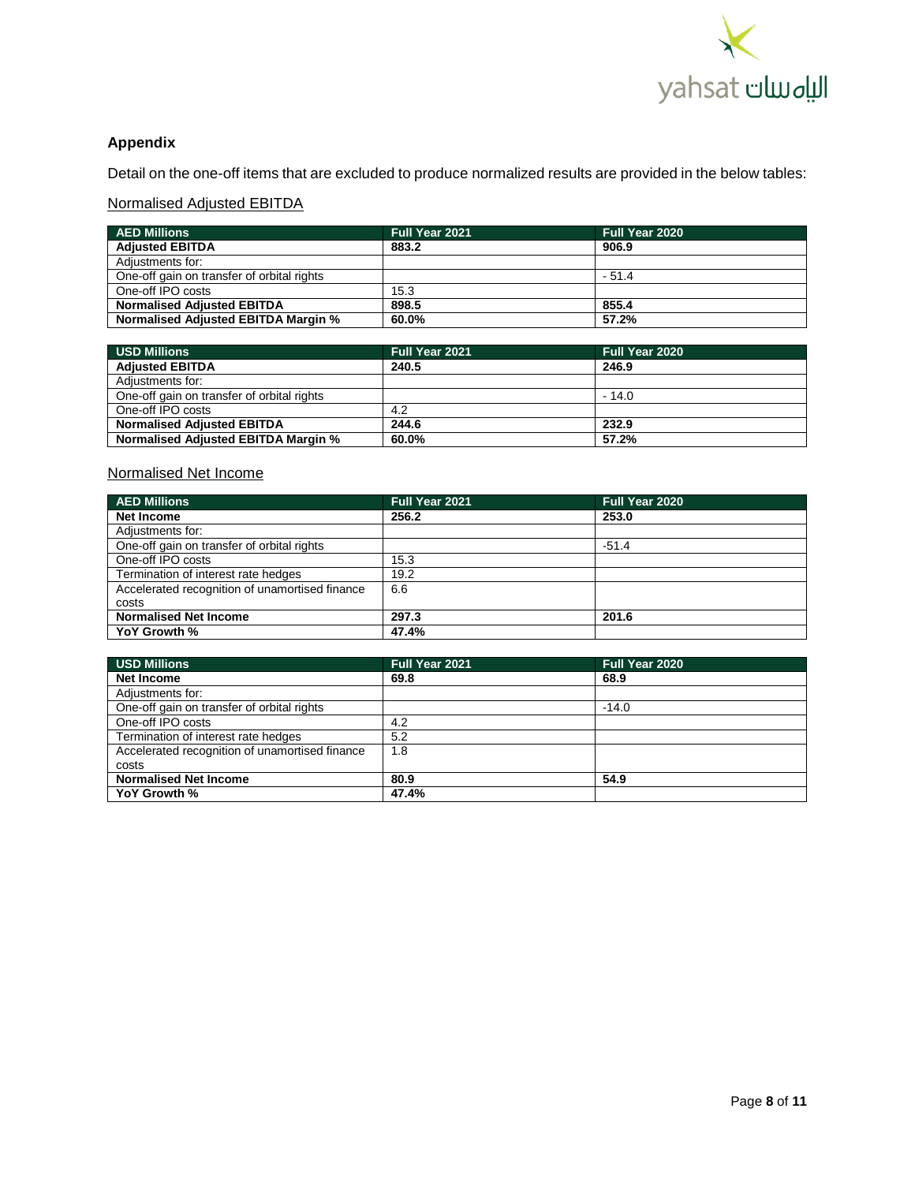## Appendix

Detail on the one-off items that are excluded to produce normalized results are provided in the below tables:

Normalised Adjusted EBITDA

| AED Millions | Full Year 2021 | Full Year 2020 |
|---|---|---|
| **Adjusted EBITDA** | **883.2** | **906.9** |
| Adjustments for: | | |
| One-off gain on transfer of orbital rights | | - 51.4 |
| One-off IPO costs | 15.3 | |
| **Normalised Adjusted EBITDA** | **898.5** | **855.4** |
| **Normalised Adjusted EBITDA Margin %** | **60.0%** | **57.2%** |

| USD Millions | Full Year 2021 | Full Year 2020 |
|---|---|---|
| **Adjusted EBITDA** | **240.5** | **246.9** |
| Adjustments for: | | |
| One-off gain on transfer of orbital rights | | - 14.0 |
| One-off IPO costs | 4.2 | |
| **Normalised Adjusted EBITDA** | **244.6** | **232.9** |
| **Normalised Adjusted EBITDA Margin %** | **60.0%** | **57.2%** |

Normalised Net Income

| AED Millions | Full Year 2021 | Full Year 2020 |
|---|---|---|
| **Net Income** | **256.2** | **253.0** |
| Adjustments for: | | |
| One-off gain on transfer of orbital rights | | -51.4 |
| One-off IPO costs | 15.3 | |
| Termination of interest rate hedges | 19.2 | |
| Accelerated recognition of unamortised finance costs | 6.6 | |
| **Normalised Net Income** | **297.3** | **201.6** |
| **YoY Growth %** | **47.4%** | |

| USD Millions | Full Year 2021 | Full Year 2020 |
|---|---|---|
| **Net Income** | **69.8** | **68.9** |
| Adjustments for: | | |
| One-off gain on transfer of orbital rights | | -14.0 |
| One-off IPO costs | 4.2 | |
| Termination of interest rate hedges | 5.2 | |
| Accelerated recognition of unamortised finance costs | 1.8 | |
| **Normalised Net Income** | **80.9** | **54.9** |
| **YoY Growth %** | **47.4%** | |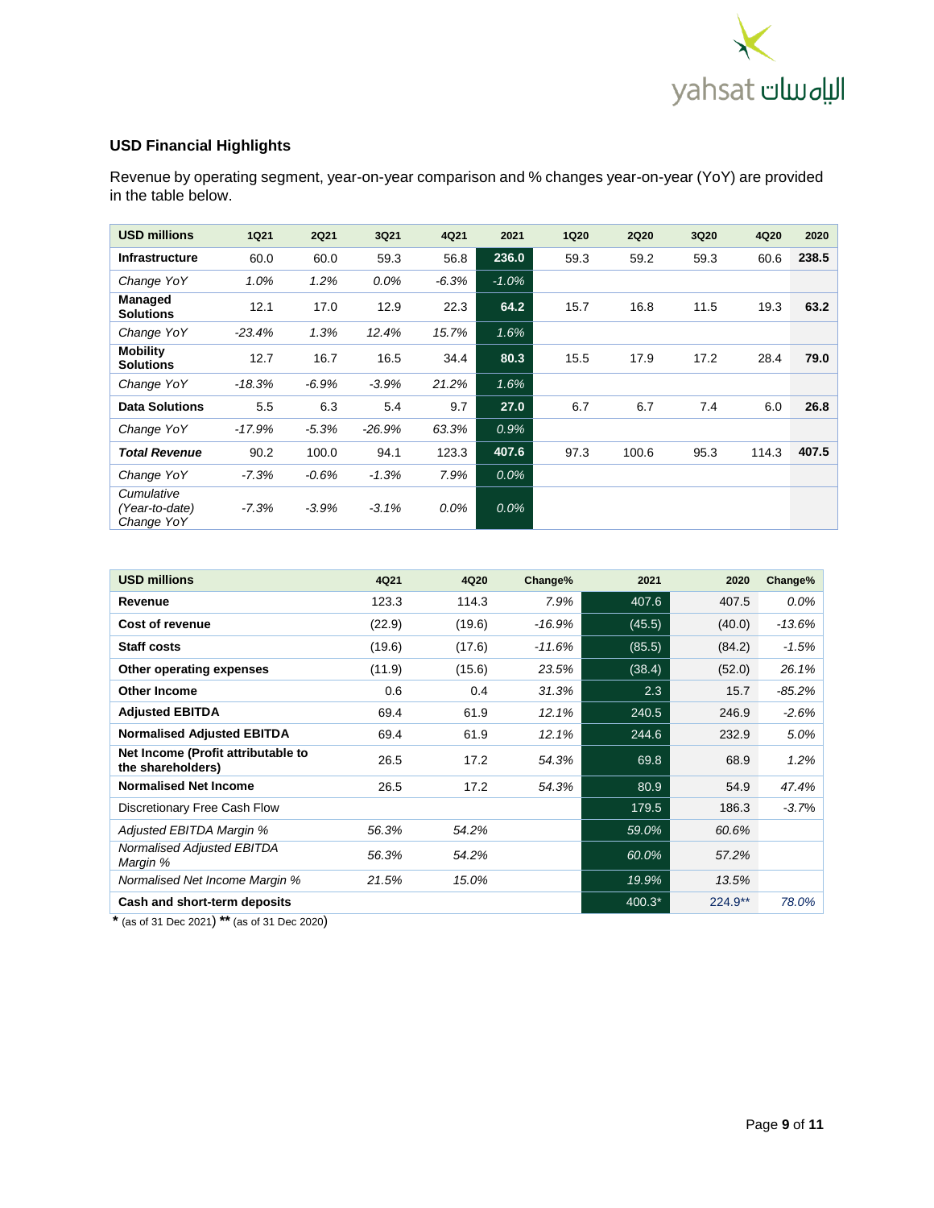## USD Financial Highlights

Revenue by operating segment, year-on-year comparison and % changes year-on-year (YoY) are provided in the table below.

| USD millions | 1Q21 | 2Q21 | 3Q21 | 4Q21 | 2021 | 1Q20 | 2Q20 | 3Q20 | 4Q20 | 2020 |
|---|---|---|---|---|---|---|---|---|---|---|
| **Infrastructure** | 60.0 | 60.0 | 59.3 | 56.8 | **236.0** | 59.3 | 59.2 | 59.3 | 60.6 | **238.5** |
| *Change YoY* | *1.0%* | *1.2%* | *0.0%* | *-6.3%* | *-1.0%* | | | | | |
| **Managed Solutions** | 12.1 | 17.0 | 12.9 | 22.3 | **64.2** | 15.7 | 16.8 | 11.5 | 19.3 | **63.2** |
| *Change YoY* | *-23.4%* | *1.3%* | *12.4%* | *15.7%* | *1.6%* | | | | | |
| **Mobility Solutions** | 12.7 | 16.7 | 16.5 | 34.4 | **80.3** | 15.5 | 17.9 | 17.2 | 28.4 | **79.0** |
| *Change YoY* | *-18.3%* | *-6.9%* | *-3.9%* | *21.2%* | *1.6%* | | | | | |
| **Data Solutions** | 5.5 | 6.3 | 5.4 | 9.7 | **27.0** | 6.7 | 6.7 | 7.4 | 6.0 | **26.8** |
| *Change YoY* | *-17.9%* | *-5.3%* | *-26.9%* | *63.3%* | *0.9%* | | | | | |
| ***Total Revenue*** | 90.2 | 100.0 | 94.1 | 123.3 | **407.6** | 97.3 | 100.6 | 95.3 | 114.3 | **407.5** |
| *Change YoY* | *-7.3%* | *-0.6%* | *-1.3%* | *7.9%* | *0.0%* | | | | | |
| *Cumulative (Year-to-date) Change YoY* | *-7.3%* | *-3.9%* | *-3.1%* | *0.0%* | *0.0%* | | | | | |

| USD millions | 4Q21 | 4Q20 | Change% | 2021 | 2020 | Change% |
|---|---|---|---|---|---|---|
| **Revenue** | 123.3 | 114.3 | *7.9%* | 407.6 | 407.5 | *0.0%* |
| **Cost of revenue** | (22.9) | (19.6) | *-16.9%* | (45.5) | (40.0) | *-13.6%* |
| **Staff costs** | (19.6) | (17.6) | *-11.6%* | (85.5) | (84.2) | *-1.5%* |
| **Other operating expenses** | (11.9) | (15.6) | *23.5%* | (38.4) | (52.0) | *26.1%* |
| **Other Income** | 0.6 | 0.4 | *31.3%* | 2.3 | 15.7 | *-85.2%* |
| **Adjusted EBITDA** | 69.4 | 61.9 | *12.1%* | 240.5 | 246.9 | *-2.6%* |
| **Normalised Adjusted EBITDA** | 69.4 | 61.9 | *12.1%* | 244.6 | 232.9 | *5.0%* |
| **Net Income (Profit attributable to the shareholders)** | 26.5 | 17.2 | *54.3%* | 69.8 | 68.9 | *1.2%* |
| **Normalised Net Income** | 26.5 | 17.2 | *54.3%* | 80.9 | 54.9 | *47.4%* |
| Discretionary Free Cash Flow | | | | 179.5 | 186.3 | *-3.7%* |
| *Adjusted EBITDA Margin %* | *56.3%* | *54.2%* | | *59.0%* | *60.6%* | |
| *Normalised Adjusted EBITDA Margin %* | *56.3%* | *54.2%* | | *60.0%* | *57.2%* | |
| *Normalised Net Income Margin %* | *21.5%* | *15.0%* | | *19.9%* | *13.5%* | |
| **Cash and short-term deposits** | | | | 400.3* | 224.9** | *78.0%* |

**\*** (as of 31 Dec 2021) **\*\*** (as of 31 Dec 2020)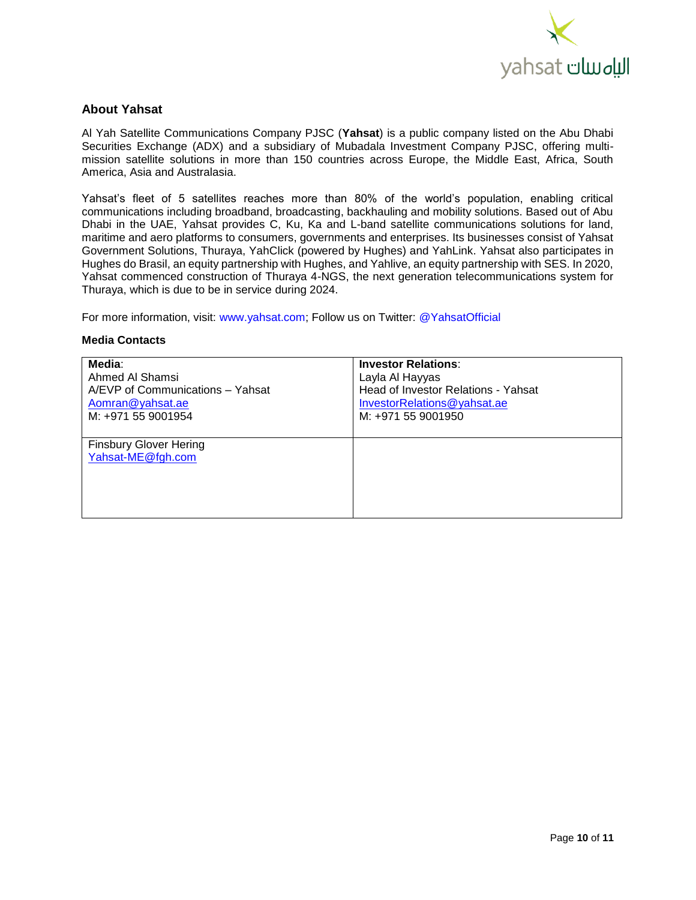## About Yahsat

Al Yah Satellite Communications Company PJSC (**Yahsat**) is a public company listed on the Abu Dhabi Securities Exchange (ADX) and a subsidiary of Mubadala Investment Company PJSC, offering multi-mission satellite solutions in more than 150 countries across Europe, the Middle East, Africa, South America, Asia and Australasia.

Yahsat's fleet of 5 satellites reaches more than 80% of the world's population, enabling critical communications including broadband, broadcasting, backhauling and mobility solutions. Based out of Abu Dhabi in the UAE, Yahsat provides C, Ku, Ka and L-band satellite communications solutions for land, maritime and aero platforms to consumers, governments and enterprises. Its businesses consist of Yahsat Government Solutions, Thuraya, YahClick (powered by Hughes) and YahLink. Yahsat also participates in Hughes do Brasil, an equity partnership with Hughes, and Yahlive, an equity partnership with SES. In 2020, Yahsat commenced construction of Thuraya 4-NGS, the next generation telecommunications system for Thuraya, which is due to be in service during 2024.

For more information, visit: www.yahsat.com; Follow us on Twitter: @YahsatOfficial

### Media Contacts

| **Media**: | **Investor Relations**: |
|---|---|
| Ahmed Al Shamsi<br>A/EVP of Communications – Yahsat<br>Aomran@yahsat.ae<br>M: +971 55 9001954 | Layla Al Hayyas<br>Head of Investor Relations - Yahsat<br>InvestorRelations@yahsat.ae<br>M: +971 55 9001950 |
| Finsbury Glover Hering<br>Yahsat-ME@fgh.com | |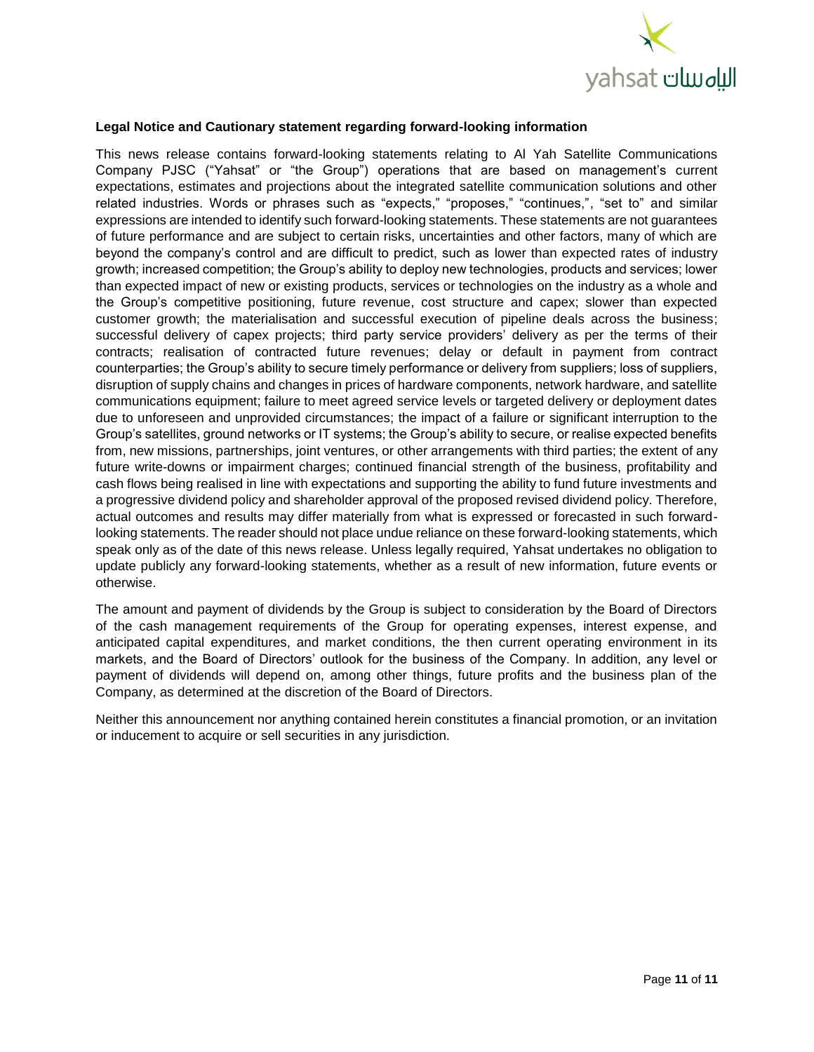**Legal Notice and Cautionary statement regarding forward-looking information**

This news release contains forward-looking statements relating to Al Yah Satellite Communications Company PJSC ("Yahsat" or "the Group") operations that are based on management's current expectations, estimates and projections about the integrated satellite communication solutions and other related industries. Words or phrases such as "expects," "proposes," "continues,", "set to" and similar expressions are intended to identify such forward-looking statements. These statements are not guarantees of future performance and are subject to certain risks, uncertainties and other factors, many of which are beyond the company's control and are difficult to predict, such as lower than expected rates of industry growth; increased competition; the Group's ability to deploy new technologies, products and services; lower than expected impact of new or existing products, services or technologies on the industry as a whole and the Group's competitive positioning, future revenue, cost structure and capex; slower than expected customer growth; the materialisation and successful execution of pipeline deals across the business; successful delivery of capex projects; third party service providers' delivery as per the terms of their contracts; realisation of contracted future revenues; delay or default in payment from contract counterparties; the Group's ability to secure timely performance or delivery from suppliers; loss of suppliers, disruption of supply chains and changes in prices of hardware components, network hardware, and satellite communications equipment; failure to meet agreed service levels or targeted delivery or deployment dates due to unforeseen and unprovided circumstances; the impact of a failure or significant interruption to the Group's satellites, ground networks or IT systems; the Group's ability to secure, or realise expected benefits from, new missions, partnerships, joint ventures, or other arrangements with third parties; the extent of any future write-downs or impairment charges; continued financial strength of the business, profitability and cash flows being realised in line with expectations and supporting the ability to fund future investments and a progressive dividend policy and shareholder approval of the proposed revised dividend policy. Therefore, actual outcomes and results may differ materially from what is expressed or forecasted in such forward-looking statements. The reader should not place undue reliance on these forward-looking statements, which speak only as of the date of this news release. Unless legally required, Yahsat undertakes no obligation to update publicly any forward-looking statements, whether as a result of new information, future events or otherwise.

The amount and payment of dividends by the Group is subject to consideration by the Board of Directors of the cash management requirements of the Group for operating expenses, interest expense, and anticipated capital expenditures, and market conditions, the then current operating environment in its markets, and the Board of Directors' outlook for the business of the Company. In addition, any level or payment of dividends will depend on, among other things, future profits and the business plan of the Company, as determined at the discretion of the Board of Directors.

Neither this announcement nor anything contained herein constitutes a financial promotion, or an invitation or inducement to acquire or sell securities in any jurisdiction.